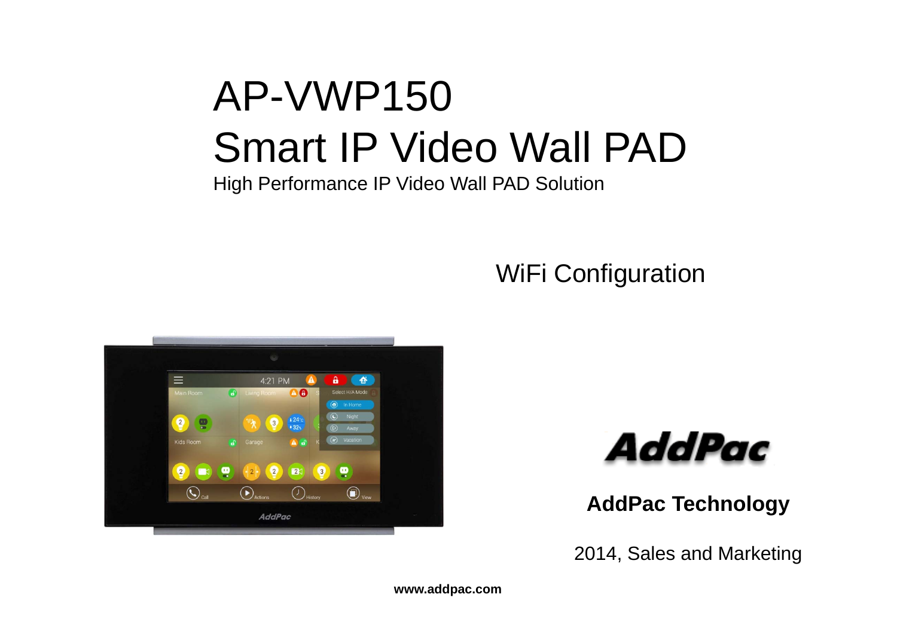# AP-VWP150

# Smart IP Video Wall PAD

High Performance IP Video Wall PAD Solution

## WiFi Configuration

**AddPac Technology**

2014, Sales and Marketing

**www.addpac.com**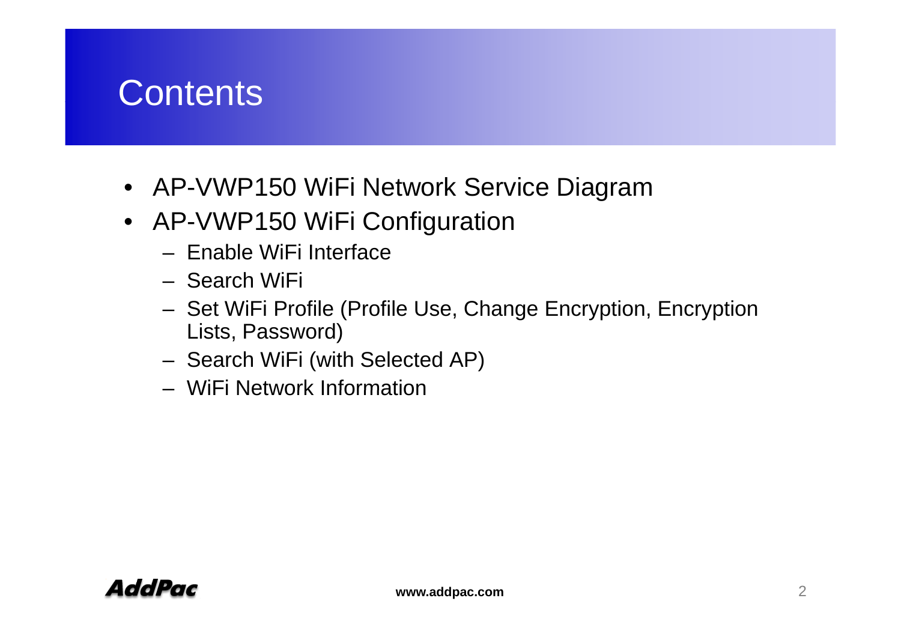# Contents

- AP-VWP150 WiFi Network Service Diagram
- AP-VWP150 WiFi Configuration
  - Enable WiFi Interface
  - Search WiFi
  - Set WiFi Profile (Profile Use, Change Encryption, Encryption Lists, Password)
  - Search WiFi (with Selected AP)
  - WiFi Network Information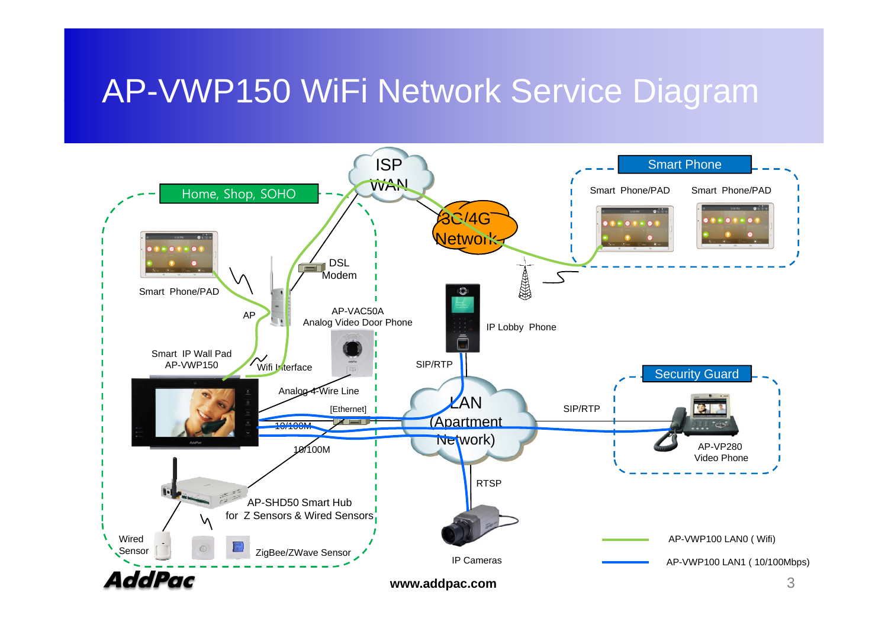# AP-VWP150 WiFi Network Service Diagram

Home, Shop, SOHO

ISP WAN

3G/4G Network

Smart Phone

Smart Phone/PAD

Smart Phone/PAD

Smart Phone/PAD

DSL Modem

AP

AP-VAC50A
Analog Video Door Phone

IP Lobby Phone

Smart IP Wall Pad
AP-VWP150

Wifi Interface

SIP/RTP

Analog 4-Wire Line

[Ethernet]

10/100M

10/100M

LAN (Apartment Network)

SIP/RTP

Security Guard

AP-VP280
Video Phone

RTSP

AP-SHD50 Smart Hub
for Z Sensors & Wired Sensors

Wired Sensor

ZigBee/ZWave Sensor

IP Cameras

AP-VWP100 LAN0 ( Wifi)

AP-VWP100 LAN1 ( 10/100Mbps)

AddPac

www.addpac.com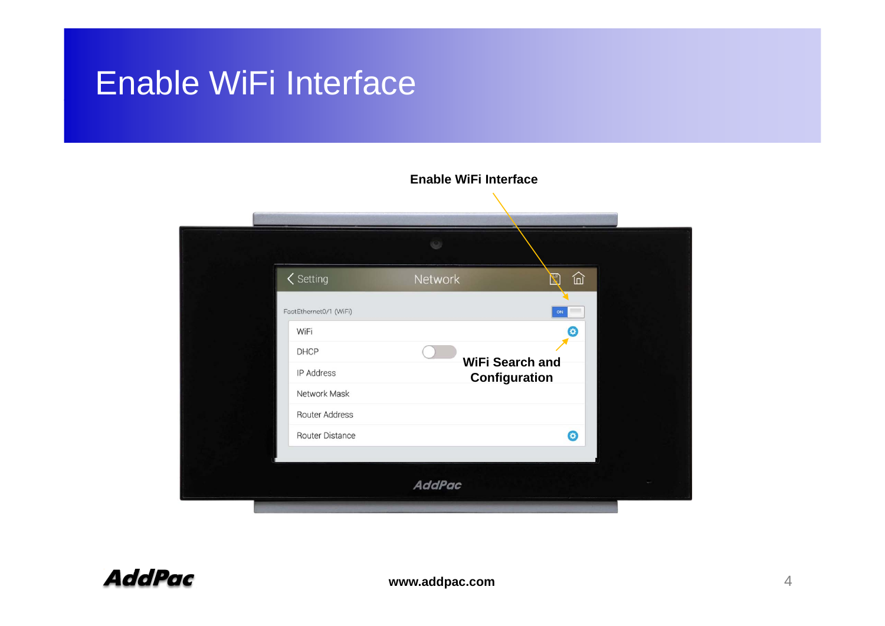# Enable WiFi Interface

**Enable WiFi Interface**

Setting | Network

FastEthernet0/1 (WiFi) ON

- WiFi
- DHCP
- IP Address
- Network Mask
- Router Address
- Router Distance

**WiFi Search and Configuration**

AddPac

www.addpac.com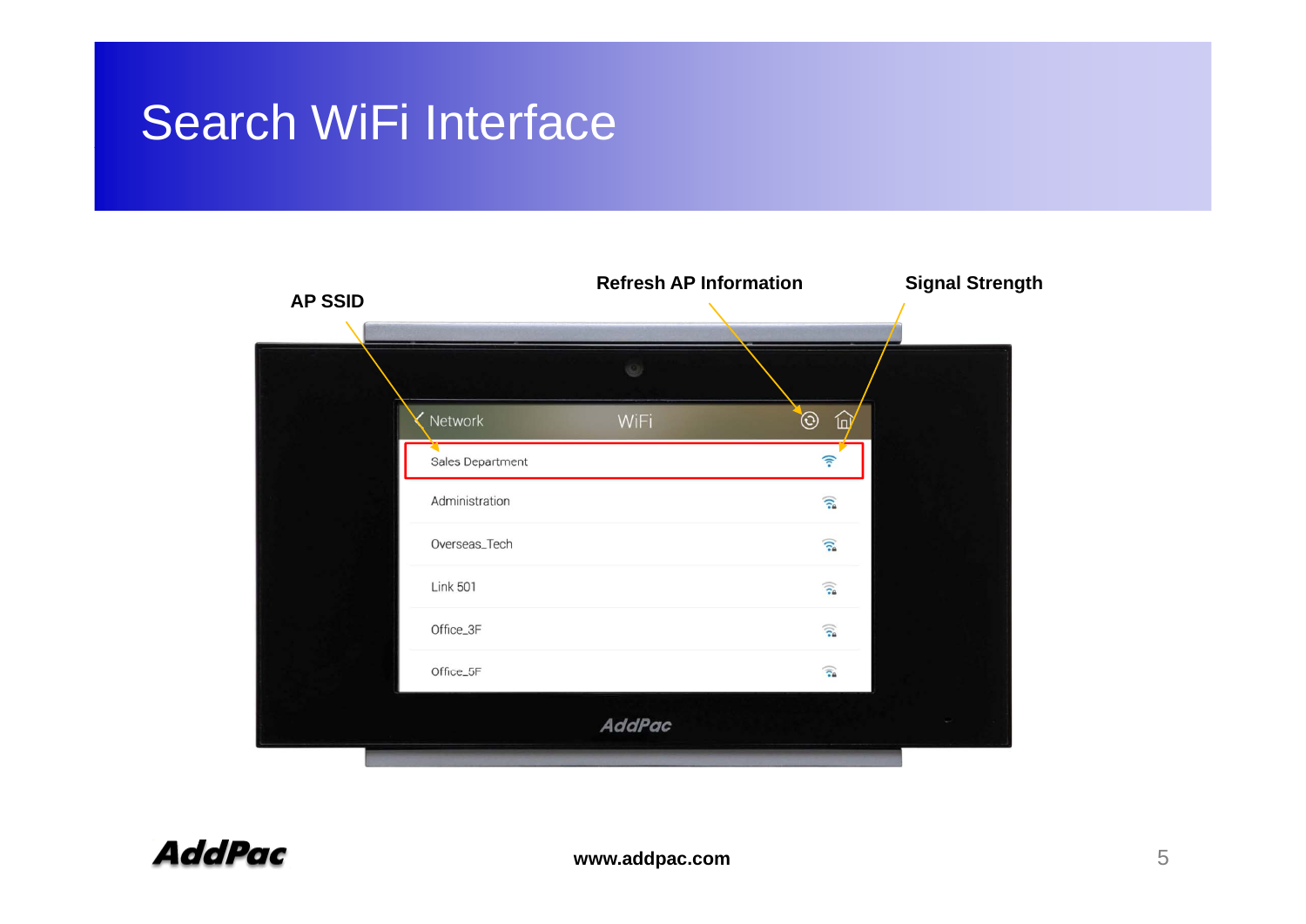# Search WiFi Interface

AP SSID

Refresh AP Information

Signal Strength

Network WiFi

Sales Department

Administration

Overseas_Tech

Link 501

Office_3F

Office_5F

AddPac

www.addpac.com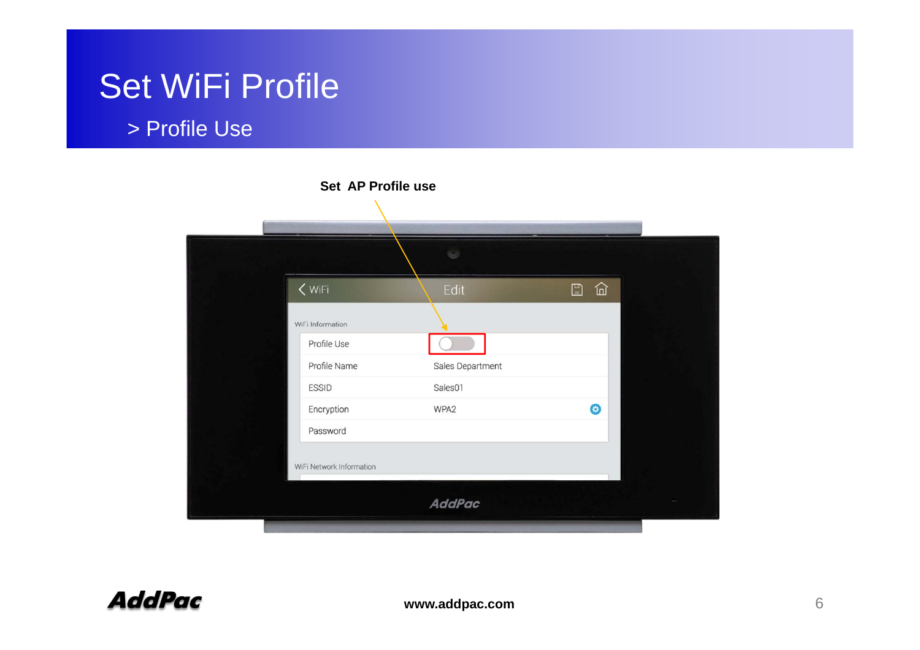# Set WiFi Profile

## > Profile Use

**Set AP Profile use**

WiFi Edit

WiFi Information

| Profile Use | |
|---|---|
| Profile Name | Sales Department |
| ESSID | Sales01 |
| Encryption | WPA2 |
| Password | |

WiFi Network Information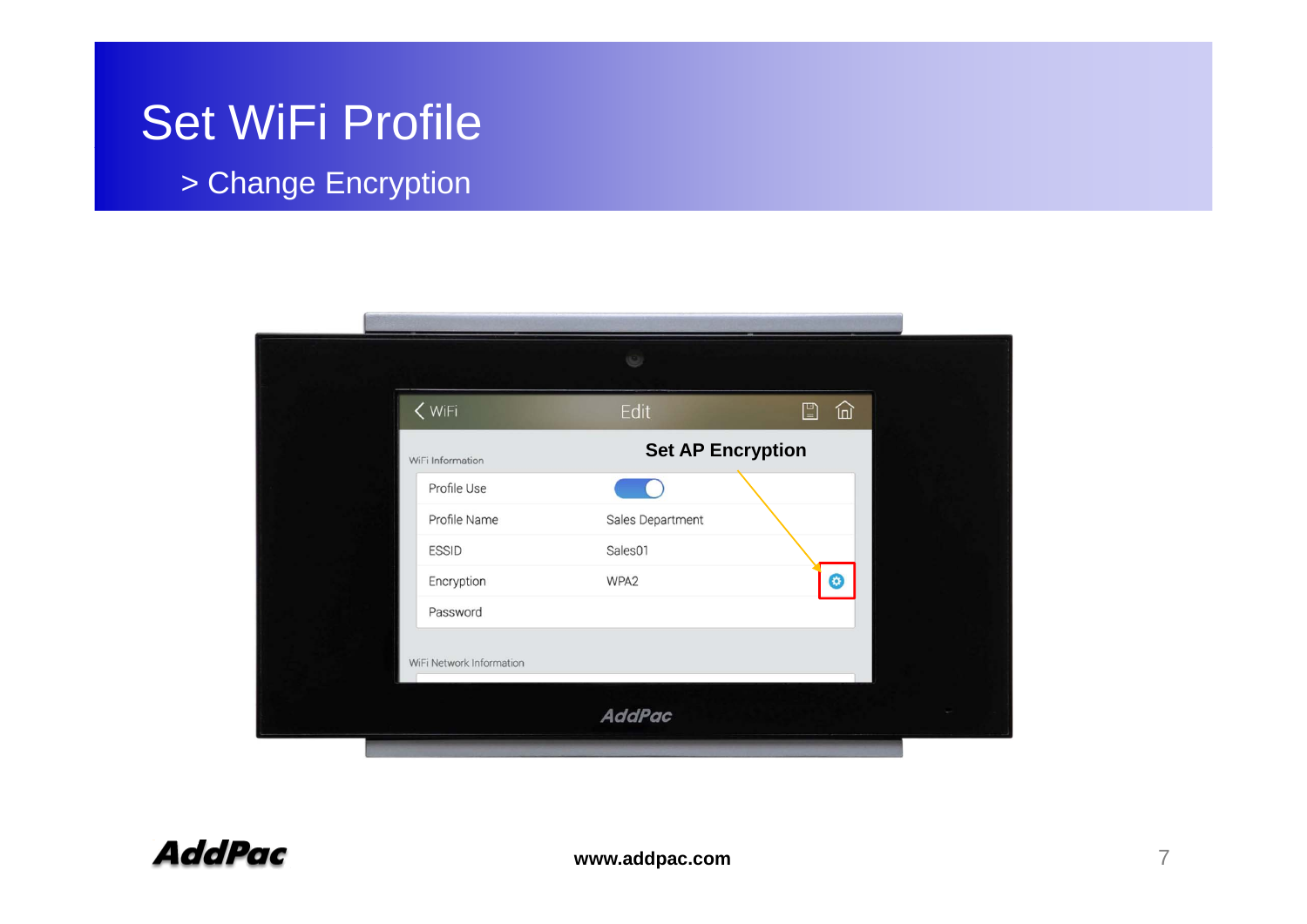# Set WiFi Profile

## > Change Encryption

Set AP Encryption

| | |
|---|---|
| Profile Use | |
| Profile Name | Sales Department |
| ESSID | Sales01 |
| Encryption | WPA2 |
| Password | |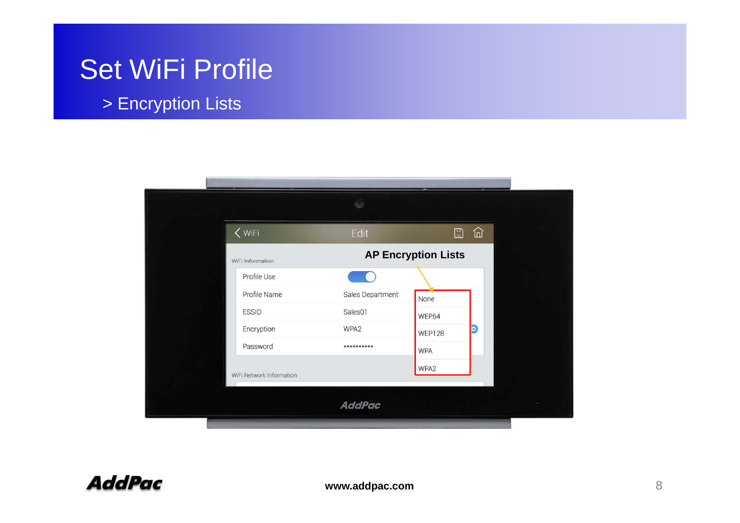# Set WiFi Profile

## > Encryption Lists

AP Encryption Lists

| WiFi Information | |
|---|---|
| Profile Use | |
| Profile Name | Sales Department |
| ESSID | Sales01 |
| Encryption | WPA2 |
| Password | ********** |

- None
- WEP64
- WEP128
- WPA
- WPA2

WiFi Network Information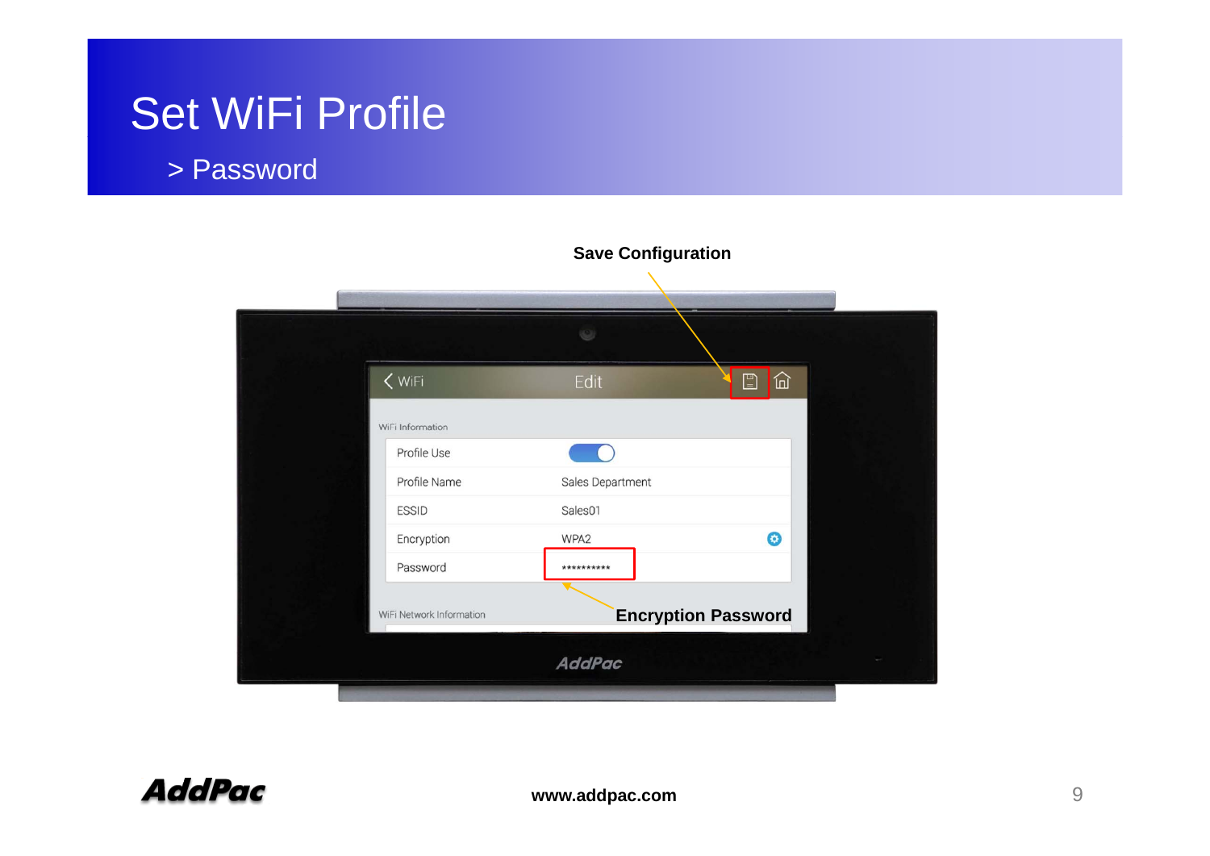# Set WiFi Profile

## > Password

**Save Configuration**

WiFi | Edit

WiFi Information

| | |
|---|---|
| Profile Use | |
| Profile Name | Sales Department |
| ESSID | Sales01 |
| Encryption | WPA2 |
| Password | ********** |

WiFi Network Information

**Encryption Password**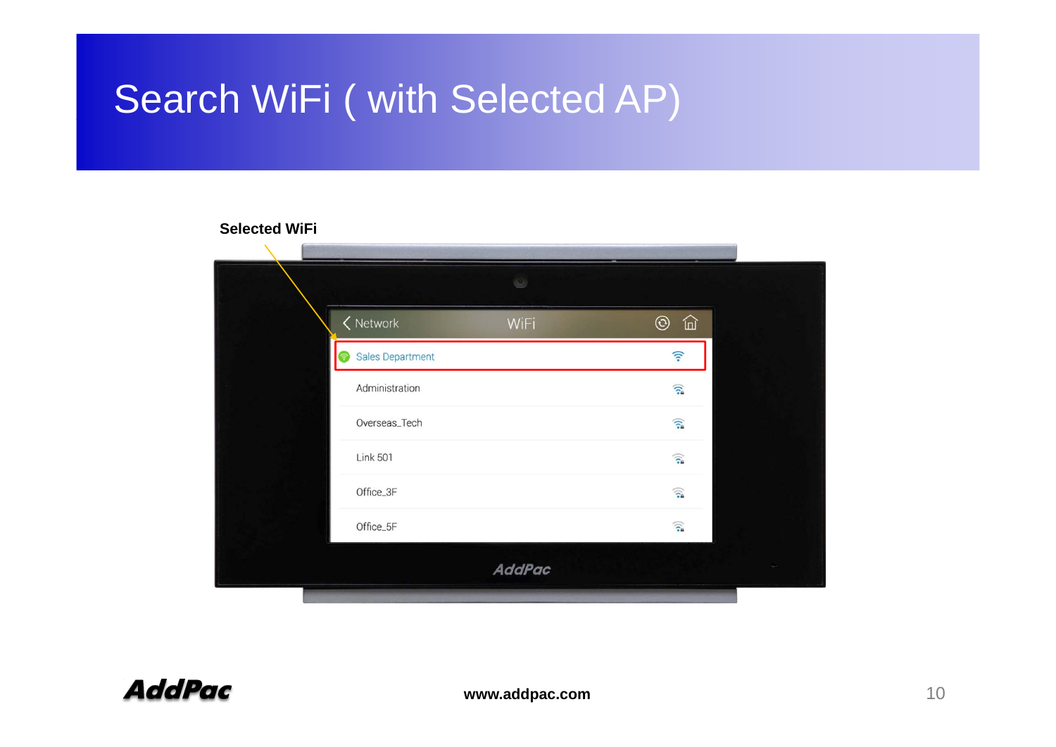# Search WiFi ( with Selected AP)

**Selected WiFi**

Network WiFi

Sales Department

Administration

Overseas_Tech

Link 501

Office_3F

Office_5F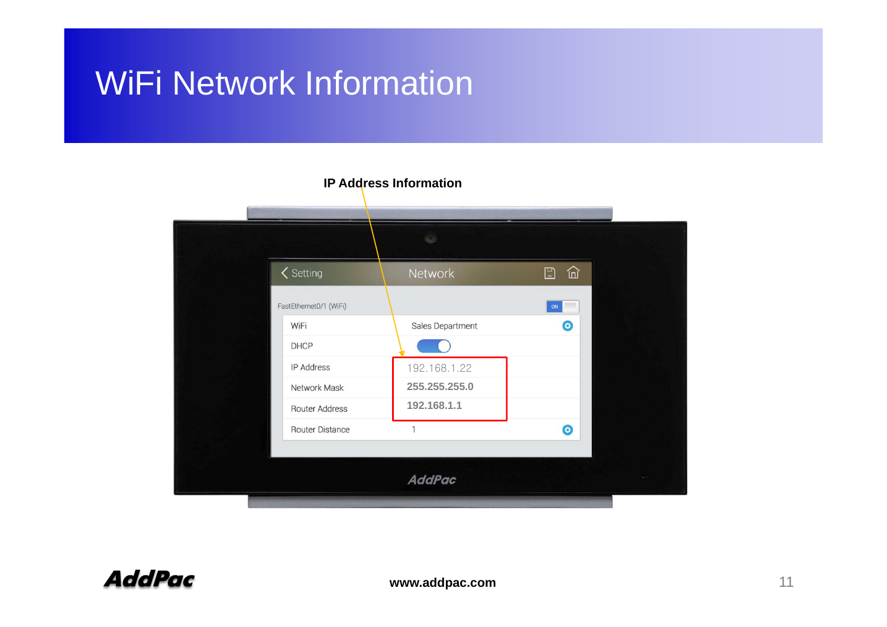# WiFi Network Information

**IP Address Information**

Setting | Network

FastEthernet0/1 (WiFi) ON

| | |
|---|---|
| WiFi | Sales Department |
| DHCP | |
| IP Address | 192.168.1.22 |
| Network Mask | 255.255.255.0 |
| Router Address | 192.168.1.1 |
| Router Distance | 1 |

AddPac

www.addpac.com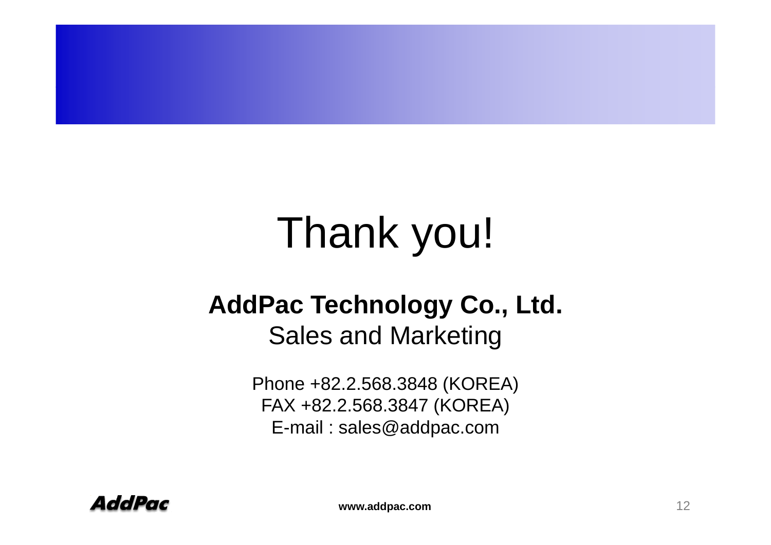# Thank you!

**AddPac Technology Co., Ltd.**

Sales and Marketing

Phone +82.2.568.3848 (KOREA)
FAX +82.2.568.3847 (KOREA)
E-mail : sales@addpac.com